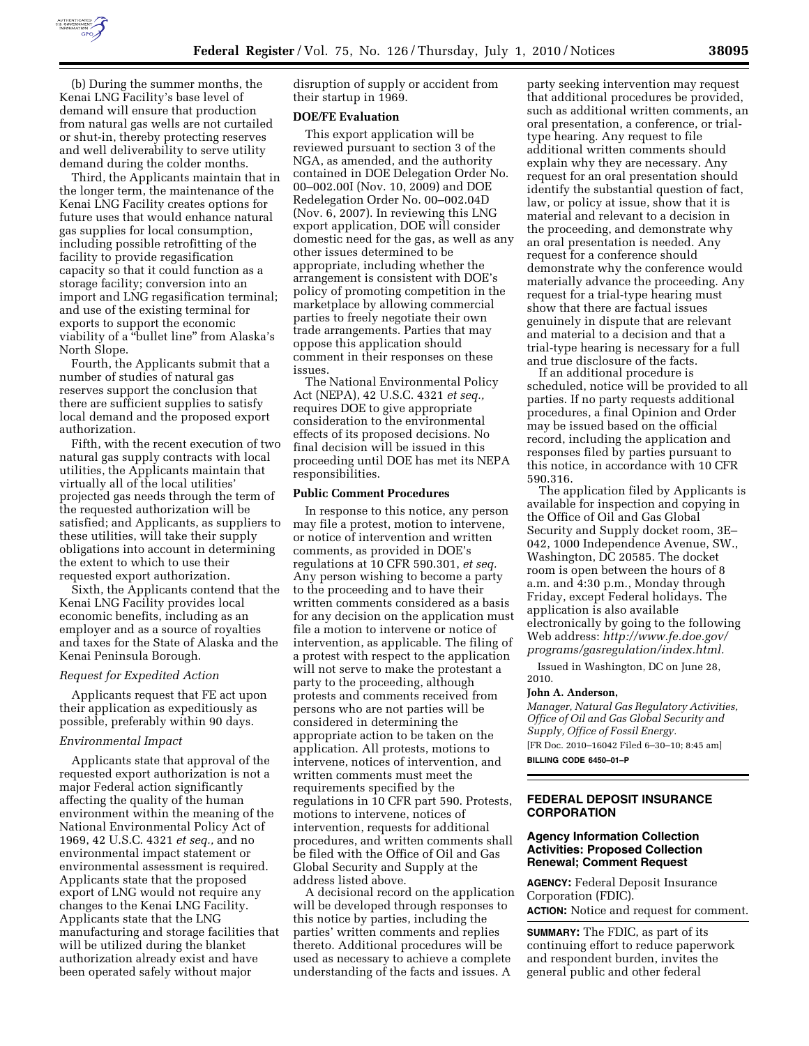(b) During the summer months, the Kenai LNG Facility's base level of demand will ensure that production from natural gas wells are not curtailed or shut-in, thereby protecting reserves and well deliverability to serve utility demand during the colder months.

Third, the Applicants maintain that in the longer term, the maintenance of the Kenai LNG Facility creates options for future uses that would enhance natural gas supplies for local consumption, including possible retrofitting of the facility to provide regasification capacity so that it could function as a storage facility; conversion into an import and LNG regasification terminal; and use of the existing terminal for exports to support the economic viability of a "bullet line" from Alaska's North Slope.

Fourth, the Applicants submit that a number of studies of natural gas reserves support the conclusion that there are sufficient supplies to satisfy local demand and the proposed export authorization.

Fifth, with the recent execution of two natural gas supply contracts with local utilities, the Applicants maintain that virtually all of the local utilities' projected gas needs through the term of the requested authorization will be satisfied; and Applicants, as suppliers to these utilities, will take their supply obligations into account in determining the extent to which to use their requested export authorization.

Sixth, the Applicants contend that the Kenai LNG Facility provides local economic benefits, including as an employer and as a source of royalties and taxes for the State of Alaska and the Kenai Peninsula Borough.

*Request for Expedited Action*

Applicants request that FE act upon their application as expeditiously as possible, preferably within 90 days.

*Environmental Impact*

Applicants state that approval of the requested export authorization is not a major Federal action significantly affecting the quality of the human environment within the meaning of the National Environmental Policy Act of 1969, 42 U.S.C. 4321 *et seq.,* and no environmental impact statement or environmental assessment is required. Applicants state that the proposed export of LNG would not require any changes to the Kenai LNG Facility. Applicants state that the LNG manufacturing and storage facilities that will be utilized during the blanket authorization already exist and have been operated safely without major disruption of supply or accident from their startup in 1969.

**DOE/FE Evaluation**

This export application will be reviewed pursuant to section 3 of the NGA, as amended, and the authority contained in DOE Delegation Order No. 00–002.00I (Nov. 10, 2009) and DOE Redelegation Order No. 00–002.04D (Nov. 6, 2007). In reviewing this LNG export application, DOE will consider domestic need for the gas, as well as any other issues determined to be appropriate, including whether the arrangement is consistent with DOE's policy of promoting competition in the marketplace by allowing commercial parties to freely negotiate their own trade arrangements. Parties that may oppose this application should comment in their responses on these issues.

The National Environmental Policy Act (NEPA), 42 U.S.C. 4321 *et seq.,* requires DOE to give appropriate consideration to the environmental effects of its proposed decisions. No final decision will be issued in this proceeding until DOE has met its NEPA responsibilities.

**Public Comment Procedures**

In response to this notice, any person may file a protest, motion to intervene, or notice of intervention and written comments, as provided in DOE's regulations at 10 CFR 590.301, *et seq.* Any person wishing to become a party to the proceeding and to have their written comments considered as a basis for any decision on the application must file a motion to intervene or notice of intervention, as applicable. The filing of a protest with respect to the application will not serve to make the protestant a party to the proceeding, although protests and comments received from persons who are not parties will be considered in determining the appropriate action to be taken on the application. All protests, motions to intervene, notices of intervention, and written comments must meet the requirements specified by the regulations in 10 CFR part 590. Protests, motions to intervene, notices of intervention, requests for additional procedures, and written comments shall be filed with the Office of Oil and Gas Global Security and Supply at the address listed above.

A decisional record on the application will be developed through responses to this notice by parties, including the parties' written comments and replies thereto. Additional procedures will be used as necessary to achieve a complete understanding of the facts and issues. A party seeking intervention may request that additional procedures be provided, such as additional written comments, an oral presentation, a conference, or trial-type hearing. Any request to file additional written comments should explain why they are necessary. Any request for an oral presentation should identify the substantial question of fact, law, or policy at issue, show that it is material and relevant to a decision in the proceeding, and demonstrate why an oral presentation is needed. Any request for a conference should demonstrate why the conference would materially advance the proceeding. Any request for a trial-type hearing must show that there are factual issues genuinely in dispute that are relevant and material to a decision and that a trial-type hearing is necessary for a full and true disclosure of the facts.

If an additional procedure is scheduled, notice will be provided to all parties. If no party requests additional procedures, a final Opinion and Order may be issued based on the official record, including the application and responses filed by parties pursuant to this notice, in accordance with 10 CFR 590.316.

The application filed by Applicants is available for inspection and copying in the Office of Oil and Gas Global Security and Supply docket room, 3E–042, 1000 Independence Avenue, SW., Washington, DC 20585. The docket room is open between the hours of 8 a.m. and 4:30 p.m., Monday through Friday, except Federal holidays. The application is also available electronically by going to the following Web address: *http://www.fe.doe.gov/programs/gasregulation/index.html.*

Issued in Washington, DC on June 28, 2010.

**John A. Anderson,**

*Manager, Natural Gas Regulatory Activities, Office of Oil and Gas Global Security and Supply, Office of Fossil Energy.*

[FR Doc. 2010–16042 Filed 6–30–10; 8:45 am]

**BILLING CODE 6450–01–P**

## FEDERAL DEPOSIT INSURANCE CORPORATION

### Agency Information Collection Activities: Proposed Collection Renewal; Comment Request

**AGENCY:** Federal Deposit Insurance Corporation (FDIC).

**ACTION:** Notice and request for comment.

**SUMMARY:** The FDIC, as part of its continuing effort to reduce paperwork and respondent burden, invites the general public and other federal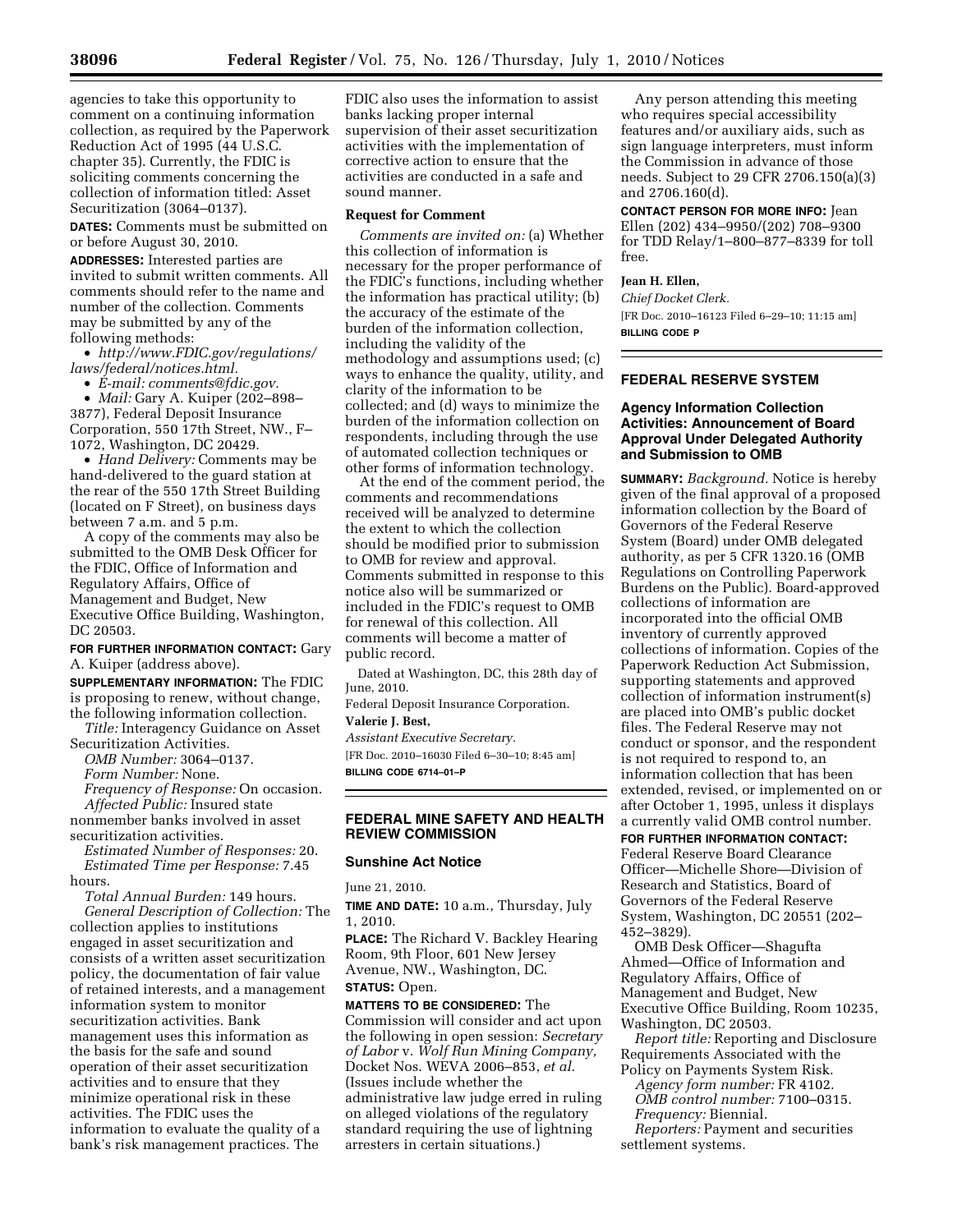agencies to take this opportunity to comment on a continuing information collection, as required by the Paperwork Reduction Act of 1995 (44 U.S.C. chapter 35). Currently, the FDIC is soliciting comments concerning the collection of information titled: Asset Securitization (3064–0137).

**DATES:** Comments must be submitted on or before August 30, 2010.

**ADDRESSES:** Interested parties are invited to submit written comments. All comments should refer to the name and number of the collection. Comments may be submitted by any of the following methods:

- *http://www.FDIC.gov/regulations/laws/federal/notices.html.*
- *E-mail: comments@fdic.gov.*
- *Mail:* Gary A. Kuiper (202–898–3877), Federal Deposit Insurance Corporation, 550 17th Street, NW., F–1072, Washington, DC 20429.
- *Hand Delivery:* Comments may be hand-delivered to the guard station at the rear of the 550 17th Street Building (located on F Street), on business days between 7 a.m. and 5 p.m.

A copy of the comments may also be submitted to the OMB Desk Officer for the FDIC, Office of Information and Regulatory Affairs, Office of Management and Budget, New Executive Office Building, Washington, DC 20503.

**FOR FURTHER INFORMATION CONTACT:** Gary A. Kuiper (address above).

**SUPPLEMENTARY INFORMATION:** The FDIC is proposing to renew, without change, the following information collection.

*Title:* Interagency Guidance on Asset Securitization Activities.

*OMB Number:* 3064–0137.

*Form Number:* None.

*Frequency of Response:* On occasion.

*Affected Public:* Insured state nonmember banks involved in asset securitization activities.

*Estimated Number of Responses:* 20.

*Estimated Time per Response:* 7.45 hours.

*Total Annual Burden:* 149 hours.

*General Description of Collection:* The collection applies to institutions engaged in asset securitization and consists of a written asset securitization policy, the documentation of fair value of retained interests, and a management information system to monitor securitization activities. Bank management uses this information as the basis for the safe and sound operation of their asset securitization activities and to ensure that they minimize operational risk in these activities. The FDIC uses the information to evaluate the quality of a bank's risk management practices. The FDIC also uses the information to assist banks lacking proper internal supervision of their asset securitization activities with the implementation of corrective action to ensure that the activities are conducted in a safe and sound manner.

**Request for Comment**

*Comments are invited on:* (a) Whether this collection of information is necessary for the proper performance of the FDIC's functions, including whether the information has practical utility; (b) the accuracy of the estimate of the burden of the information collection, including the validity of the methodology and assumptions used; (c) ways to enhance the quality, utility, and clarity of the information to be collected; and (d) ways to minimize the burden of the information collection on respondents, including through the use of automated collection techniques or other forms of information technology.

At the end of the comment period, the comments and recommendations received will be analyzed to determine the extent to which the collection should be modified prior to submission to OMB for review and approval. Comments submitted in response to this notice also will be summarized or included in the FDIC's request to OMB for renewal of this collection. All comments will become a matter of public record.

Dated at Washington, DC, this 28th day of June, 2010.

Federal Deposit Insurance Corporation.

**Valerie J. Best,**

*Assistant Executive Secretary.*

[FR Doc. 2010–16030 Filed 6–30–10; 8:45 am]

**BILLING CODE 6714–01–P**

## FEDERAL MINE SAFETY AND HEALTH REVIEW COMMISSION

### Sunshine Act Notice

June 21, 2010.

**TIME AND DATE:** 10 a.m., Thursday, July 1, 2010.

**PLACE:** The Richard V. Backley Hearing Room, 9th Floor, 601 New Jersey Avenue, NW., Washington, DC.

**STATUS:** Open.

**MATTERS TO BE CONSIDERED:** The Commission will consider and act upon the following in open session: *Secretary of Labor* v. *Wolf Run Mining Company,* Docket Nos. WEVA 2006–853, *et al.* (Issues include whether the administrative law judge erred in ruling on alleged violations of the regulatory standard requiring the use of lightning arresters in certain situations.)

Any person attending this meeting who requires special accessibility features and/or auxiliary aids, such as sign language interpreters, must inform the Commission in advance of those needs. Subject to 29 CFR 2706.150(a)(3) and 2706.160(d).

**CONTACT PERSON FOR MORE INFO:** Jean Ellen (202) 434–9950/(202) 708–9300 for TDD Relay/1–800–877–8339 for toll free.

**Jean H. Ellen,**

*Chief Docket Clerk.*

[FR Doc. 2010–16123 Filed 6–29–10; 11:15 am]

**BILLING CODE P**

## FEDERAL RESERVE SYSTEM

### Agency Information Collection Activities: Announcement of Board Approval Under Delegated Authority and Submission to OMB

**SUMMARY:** *Background.* Notice is hereby given of the final approval of a proposed information collection by the Board of Governors of the Federal Reserve System (Board) under OMB delegated authority, as per 5 CFR 1320.16 (OMB Regulations on Controlling Paperwork Burdens on the Public). Board-approved collections of information are incorporated into the official OMB inventory of currently approved collections of information. Copies of the Paperwork Reduction Act Submission, supporting statements and approved collection of information instrument(s) are placed into OMB's public docket files. The Federal Reserve may not conduct or sponsor, and the respondent is not required to respond to, an information collection that has been extended, revised, or implemented on or after October 1, 1995, unless it displays a currently valid OMB control number.

**FOR FURTHER INFORMATION CONTACT:** Federal Reserve Board Clearance Officer—Michelle Shore—Division of Research and Statistics, Board of Governors of the Federal Reserve System, Washington, DC 20551 (202–452–3829).

OMB Desk Officer—Shagufta Ahmed—Office of Information and Regulatory Affairs, Office of Management and Budget, New Executive Office Building, Room 10235, Washington, DC 20503.

*Report title:* Reporting and Disclosure Requirements Associated with the Policy on Payments System Risk.

*Agency form number:* FR 4102.

*OMB control number:* 7100–0315.

*Frequency:* Biennial.

*Reporters:* Payment and securities settlement systems.